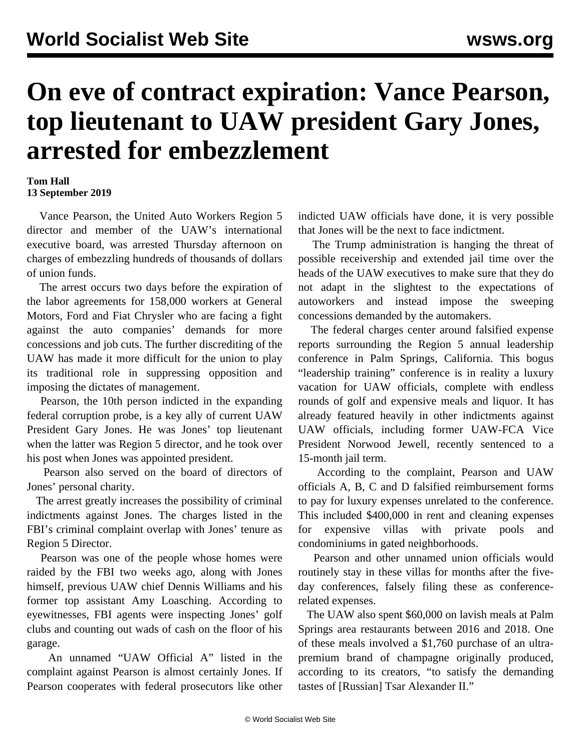# On eve of contract expiration: Vance Pearson, top lieutenant to UAW president Gary Jones, arrested for embezzlement

**Tom Hall**
**13 September 2019**

Vance Pearson, the United Auto Workers Region 5 director and member of the UAW's international executive board, was arrested Thursday afternoon on charges of embezzling hundreds of thousands of dollars of union funds.

The arrest occurs two days before the expiration of the labor agreements for 158,000 workers at General Motors, Ford and Fiat Chrysler who are facing a fight against the auto companies' demands for more concessions and job cuts. The further discrediting of the UAW has made it more difficult for the union to play its traditional role in suppressing opposition and imposing the dictates of management.

Pearson, the 10th person indicted in the expanding federal corruption probe, is a key ally of current UAW President Gary Jones. He was Jones' top lieutenant when the latter was Region 5 director, and he took over his post when Jones was appointed president.

Pearson also served on the board of directors of Jones' personal charity.

The arrest greatly increases the possibility of criminal indictments against Jones. The charges listed in the FBI's criminal complaint overlap with Jones' tenure as Region 5 Director.

Pearson was one of the people whose homes were raided by the FBI two weeks ago, along with Jones himself, previous UAW chief Dennis Williams and his former top assistant Amy Loasching. According to eyewitnesses, FBI agents were inspecting Jones' golf clubs and counting out wads of cash on the floor of his garage.

An unnamed "UAW Official A" listed in the complaint against Pearson is almost certainly Jones. If Pearson cooperates with federal prosecutors like other indicted UAW officials have done, it is very possible that Jones will be the next to face indictment.

The Trump administration is hanging the threat of possible receivership and extended jail time over the heads of the UAW executives to make sure that they do not adapt in the slightest to the expectations of autoworkers and instead impose the sweeping concessions demanded by the automakers.

The federal charges center around falsified expense reports surrounding the Region 5 annual leadership conference in Palm Springs, California. This bogus "leadership training" conference is in reality a luxury vacation for UAW officials, complete with endless rounds of golf and expensive meals and liquor. It has already featured heavily in other indictments against UAW officials, including former UAW-FCA Vice President Norwood Jewell, recently sentenced to a 15-month jail term.

According to the complaint, Pearson and UAW officials A, B, C and D falsified reimbursement forms to pay for luxury expenses unrelated to the conference. This included $400,000 in rent and cleaning expenses for expensive villas with private pools and condominiums in gated neighborhoods.

Pearson and other unnamed union officials would routinely stay in these villas for months after the five-day conferences, falsely filing these as conference-related expenses.

The UAW also spent $60,000 on lavish meals at Palm Springs area restaurants between 2016 and 2018. One of these meals involved a $1,760 purchase of an ultra-premium brand of champagne originally produced, according to its creators, "to satisfy the demanding tastes of [Russian] Tsar Alexander II."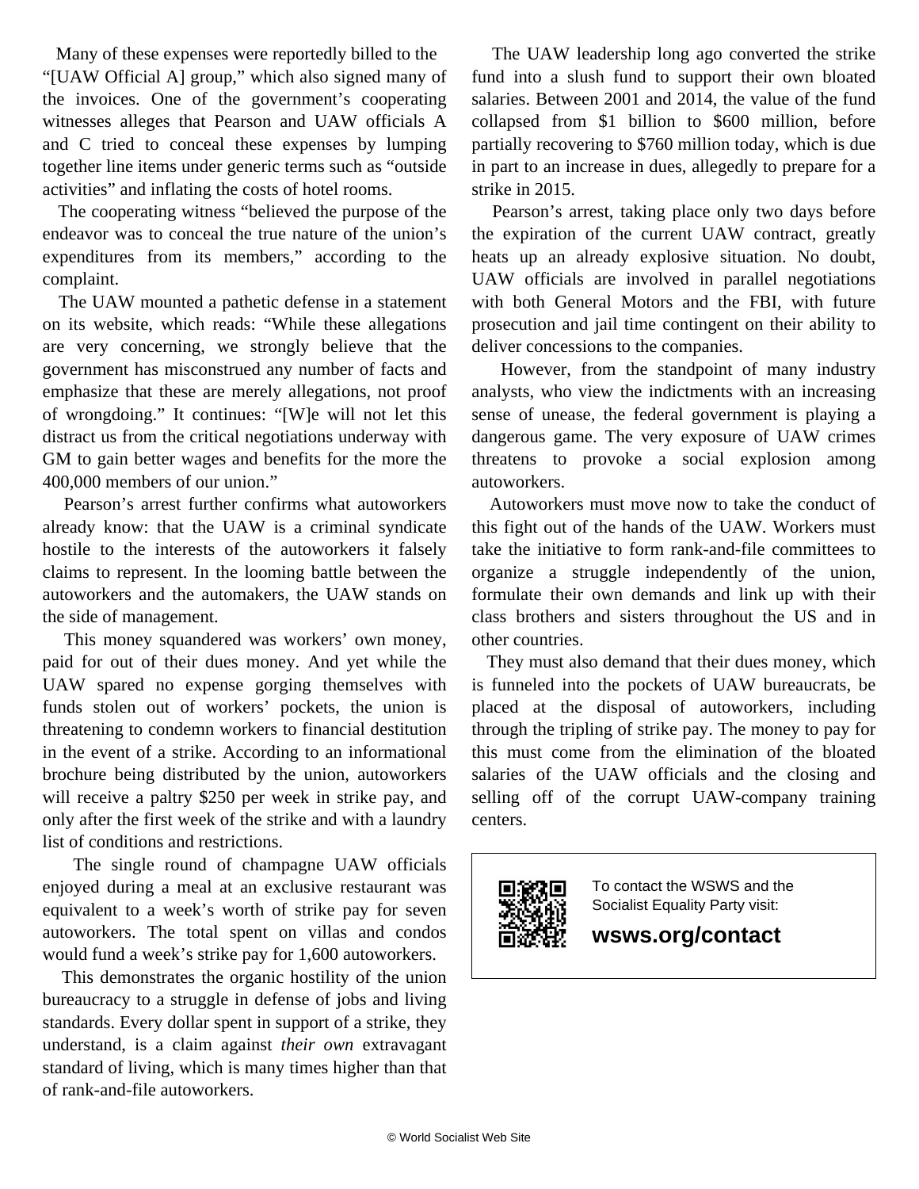Many of these expenses were reportedly billed to the "[UAW Official A] group," which also signed many of the invoices. One of the government's cooperating witnesses alleges that Pearson and UAW officials A and C tried to conceal these expenses by lumping together line items under generic terms such as "outside activities" and inflating the costs of hotel rooms.

The cooperating witness "believed the purpose of the endeavor was to conceal the true nature of the union's expenditures from its members," according to the complaint.

The UAW mounted a pathetic defense in a statement on its website, which reads: "While these allegations are very concerning, we strongly believe that the government has misconstrued any number of facts and emphasize that these are merely allegations, not proof of wrongdoing." It continues: "[W]e will not let this distract us from the critical negotiations underway with GM to gain better wages and benefits for the more the 400,000 members of our union."

Pearson's arrest further confirms what autoworkers already know: that the UAW is a criminal syndicate hostile to the interests of the autoworkers it falsely claims to represent. In the looming battle between the autoworkers and the automakers, the UAW stands on the side of management.

This money squandered was workers' own money, paid for out of their dues money. And yet while the UAW spared no expense gorging themselves with funds stolen out of workers' pockets, the union is threatening to condemn workers to financial destitution in the event of a strike. According to an informational brochure being distributed by the union, autoworkers will receive a paltry $250 per week in strike pay, and only after the first week of the strike and with a laundry list of conditions and restrictions.

The single round of champagne UAW officials enjoyed during a meal at an exclusive restaurant was equivalent to a week's worth of strike pay for seven autoworkers. The total spent on villas and condos would fund a week's strike pay for 1,600 autoworkers.

This demonstrates the organic hostility of the union bureaucracy to a struggle in defense of jobs and living standards. Every dollar spent in support of a strike, they understand, is a claim against *their own* extravagant standard of living, which is many times higher than that of rank-and-file autoworkers.

The UAW leadership long ago converted the strike fund into a slush fund to support their own bloated salaries. Between 2001 and 2014, the value of the fund collapsed from $1 billion to $600 million, before partially recovering to $760 million today, which is due in part to an increase in dues, allegedly to prepare for a strike in 2015.

Pearson's arrest, taking place only two days before the expiration of the current UAW contract, greatly heats up an already explosive situation. No doubt, UAW officials are involved in parallel negotiations with both General Motors and the FBI, with future prosecution and jail time contingent on their ability to deliver concessions to the companies.

However, from the standpoint of many industry analysts, who view the indictments with an increasing sense of unease, the federal government is playing a dangerous game. The very exposure of UAW crimes threatens to provoke a social explosion among autoworkers.

Autoworkers must move now to take the conduct of this fight out of the hands of the UAW. Workers must take the initiative to form rank-and-file committees to organize a struggle independently of the union, formulate their own demands and link up with their class brothers and sisters throughout the US and in other countries.

They must also demand that their dues money, which is funneled into the pockets of UAW bureaucrats, be placed at the disposal of autoworkers, including through the tripling of strike pay. The money to pay for this must come from the elimination of the bloated salaries of the UAW officials and the closing and selling off of the corrupt UAW-company training centers.

To contact the WSWS and the Socialist Equality Party visit:

**wsws.org/contact**